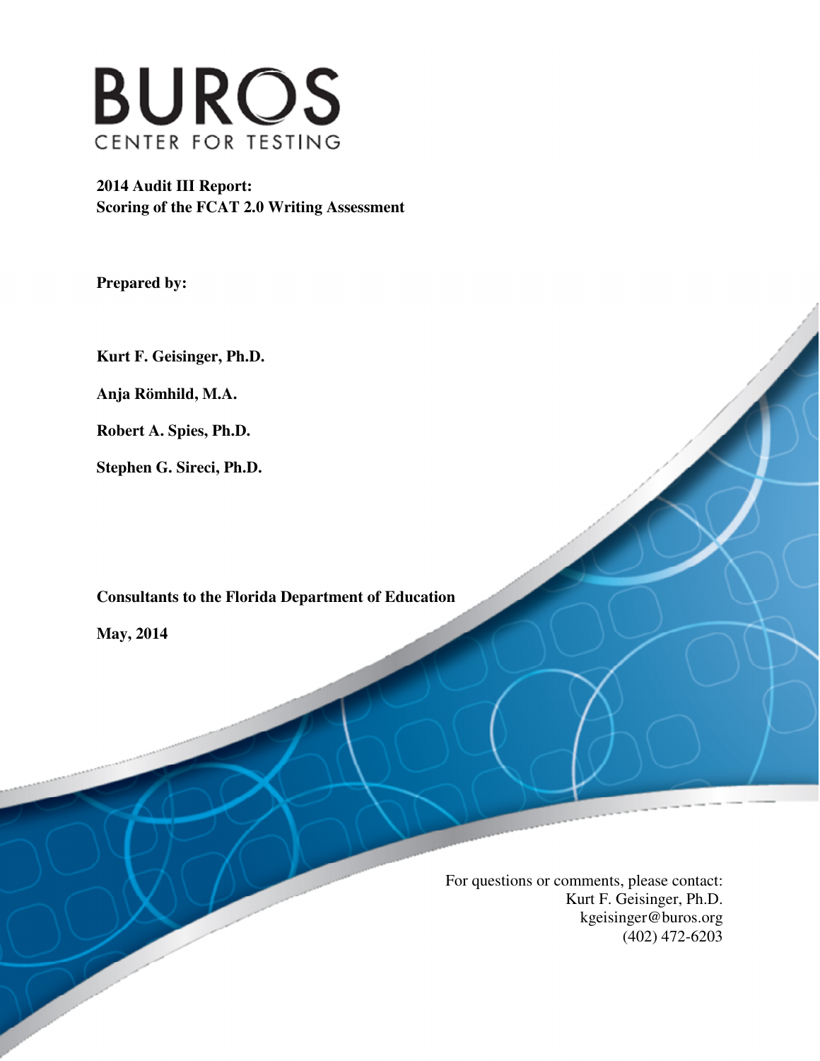# BUROS

CENTER FOR TESTING

**2014 Audit III Report:**
**Scoring of the FCAT 2.0 Writing Assessment**

**Prepared by:**

**Kurt F. Geisinger, Ph.D.**

**Anja Römhild, M.A.**

**Robert A. Spies, Ph.D.**

**Stephen G. Sireci, Ph.D.**

**Consultants to the Florida Department of Education**

**May, 2014**

For questions or comments, please contact:
Kurt F. Geisinger, Ph.D.
kgeisinger@buros.org
(402) 472-6203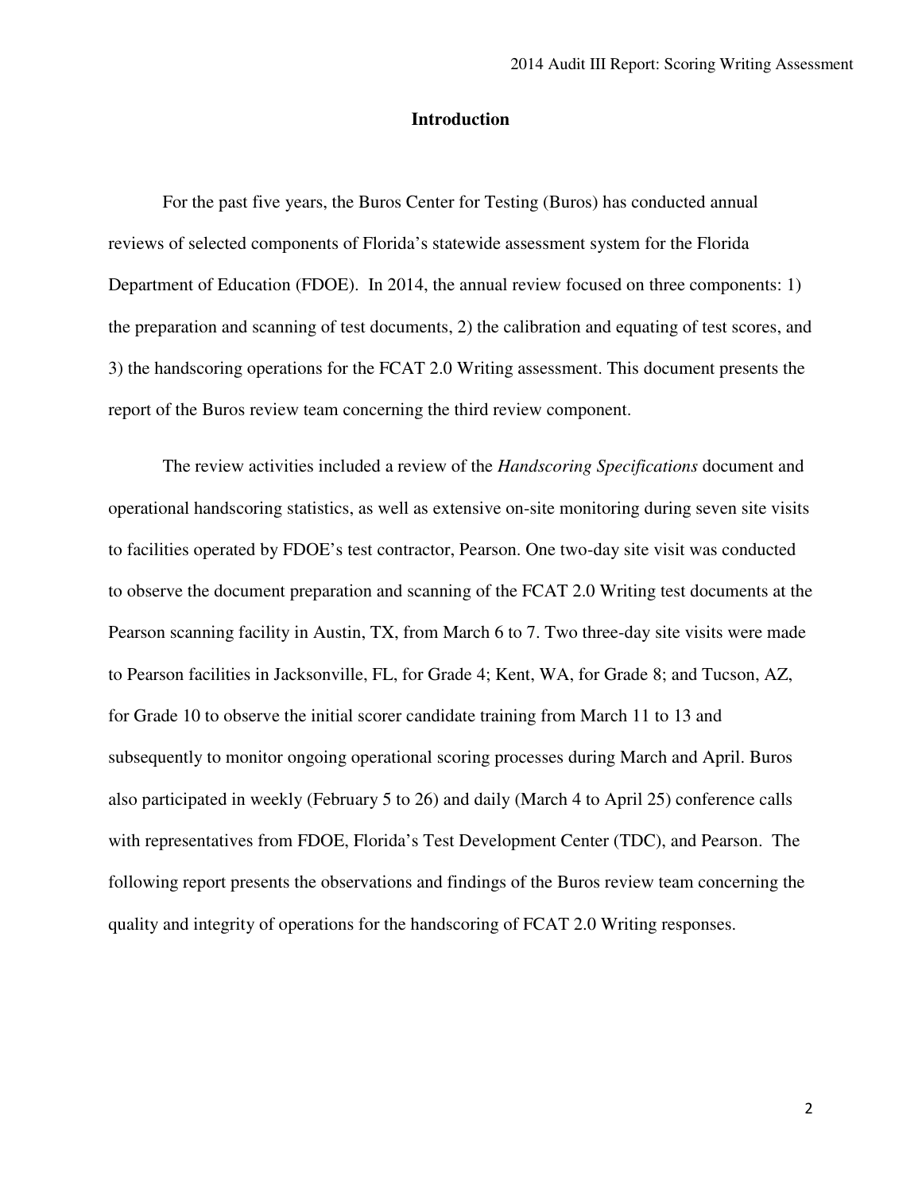## Introduction

For the past five years, the Buros Center for Testing (Buros) has conducted annual reviews of selected components of Florida's statewide assessment system for the Florida Department of Education (FDOE). In 2014, the annual review focused on three components: 1) the preparation and scanning of test documents, 2) the calibration and equating of test scores, and 3) the handscoring operations for the FCAT 2.0 Writing assessment. This document presents the report of the Buros review team concerning the third review component.

The review activities included a review of the *Handscoring Specifications* document and operational handscoring statistics, as well as extensive on-site monitoring during seven site visits to facilities operated by FDOE's test contractor, Pearson. One two-day site visit was conducted to observe the document preparation and scanning of the FCAT 2.0 Writing test documents at the Pearson scanning facility in Austin, TX, from March 6 to 7. Two three-day site visits were made to Pearson facilities in Jacksonville, FL, for Grade 4; Kent, WA, for Grade 8; and Tucson, AZ, for Grade 10 to observe the initial scorer candidate training from March 11 to 13 and subsequently to monitor ongoing operational scoring processes during March and April. Buros also participated in weekly (February 5 to 26) and daily (March 4 to April 25) conference calls with representatives from FDOE, Florida's Test Development Center (TDC), and Pearson. The following report presents the observations and findings of the Buros review team concerning the quality and integrity of operations for the handscoring of FCAT 2.0 Writing responses.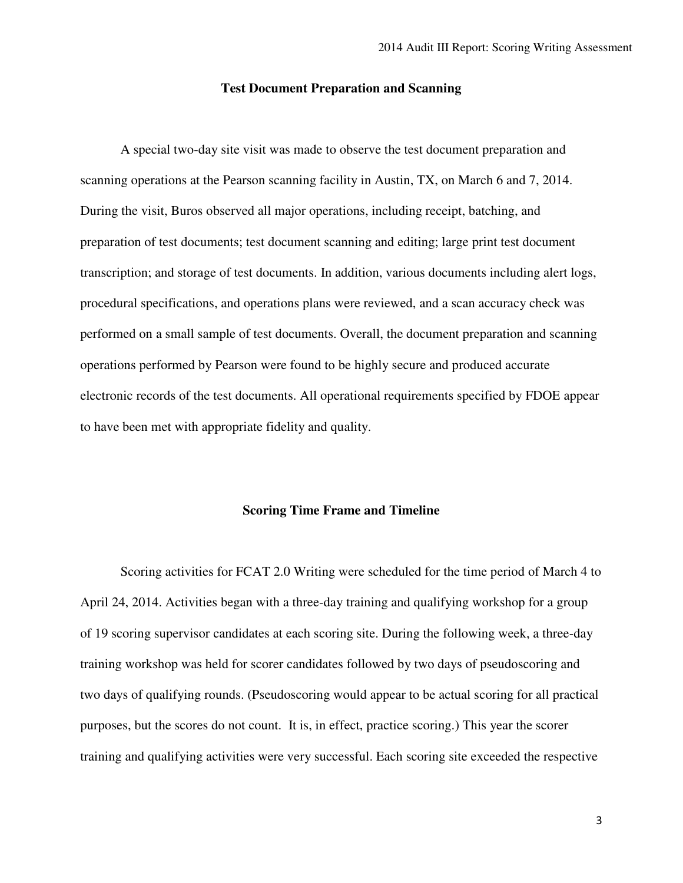## Test Document Preparation and Scanning

A special two-day site visit was made to observe the test document preparation and scanning operations at the Pearson scanning facility in Austin, TX, on March 6 and 7, 2014. During the visit, Buros observed all major operations, including receipt, batching, and preparation of test documents; test document scanning and editing; large print test document transcription; and storage of test documents. In addition, various documents including alert logs, procedural specifications, and operations plans were reviewed, and a scan accuracy check was performed on a small sample of test documents. Overall, the document preparation and scanning operations performed by Pearson were found to be highly secure and produced accurate electronic records of the test documents. All operational requirements specified by FDOE appear to have been met with appropriate fidelity and quality.

## Scoring Time Frame and Timeline

Scoring activities for FCAT 2.0 Writing were scheduled for the time period of March 4 to April 24, 2014. Activities began with a three-day training and qualifying workshop for a group of 19 scoring supervisor candidates at each scoring site. During the following week, a three-day training workshop was held for scorer candidates followed by two days of pseudoscoring and two days of qualifying rounds. (Pseudoscoring would appear to be actual scoring for all practical purposes, but the scores do not count. It is, in effect, practice scoring.) This year the scorer training and qualifying activities were very successful. Each scoring site exceeded the respective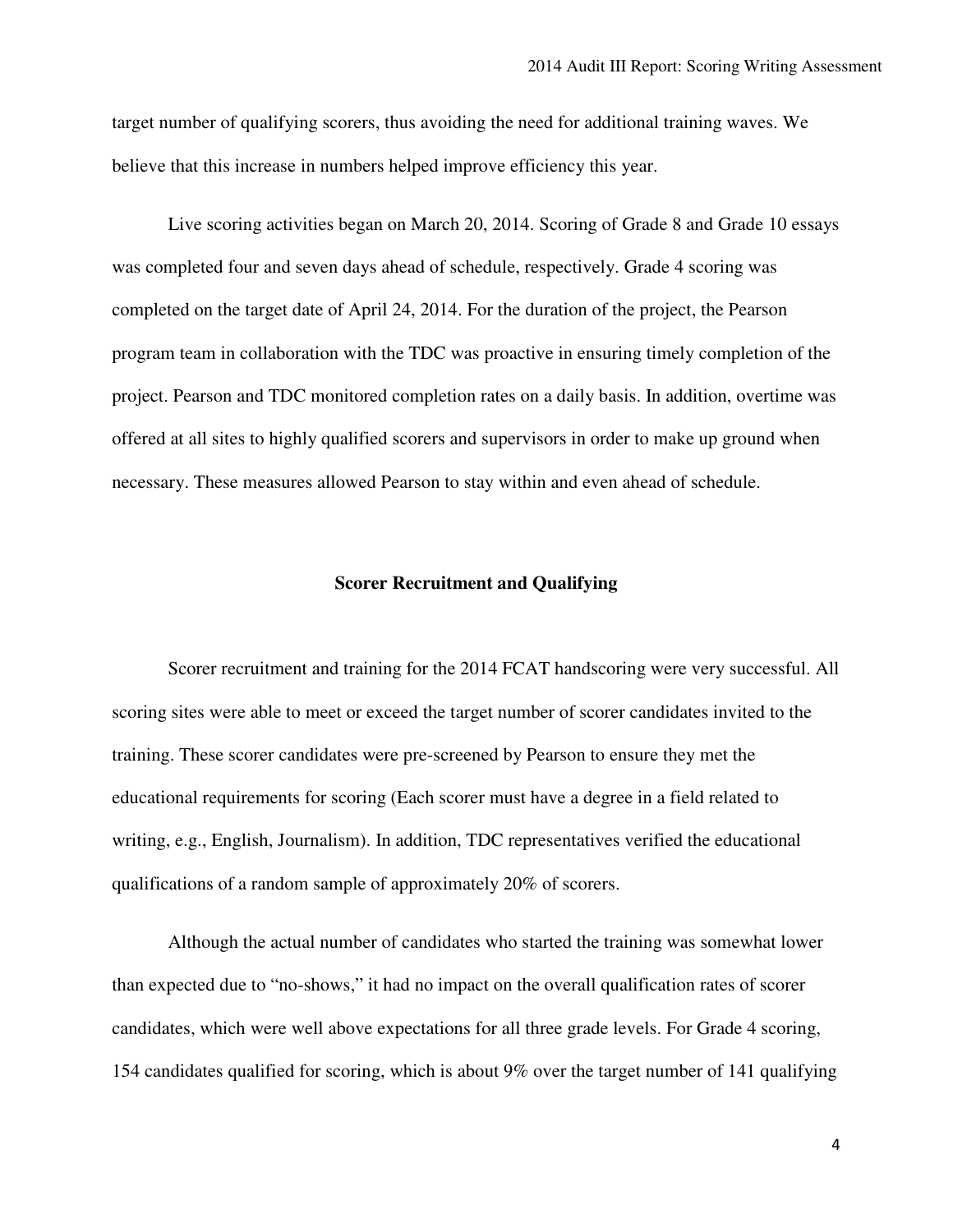target number of qualifying scorers, thus avoiding the need for additional training waves. We believe that this increase in numbers helped improve efficiency this year.

Live scoring activities began on March 20, 2014. Scoring of Grade 8 and Grade 10 essays was completed four and seven days ahead of schedule, respectively. Grade 4 scoring was completed on the target date of April 24, 2014. For the duration of the project, the Pearson program team in collaboration with the TDC was proactive in ensuring timely completion of the project. Pearson and TDC monitored completion rates on a daily basis. In addition, overtime was offered at all sites to highly qualified scorers and supervisors in order to make up ground when necessary. These measures allowed Pearson to stay within and even ahead of schedule.

## Scorer Recruitment and Qualifying

Scorer recruitment and training for the 2014 FCAT handscoring were very successful. All scoring sites were able to meet or exceed the target number of scorer candidates invited to the training. These scorer candidates were pre-screened by Pearson to ensure they met the educational requirements for scoring (Each scorer must have a degree in a field related to writing, e.g., English, Journalism). In addition, TDC representatives verified the educational qualifications of a random sample of approximately 20% of scorers.

Although the actual number of candidates who started the training was somewhat lower than expected due to "no-shows," it had no impact on the overall qualification rates of scorer candidates, which were well above expectations for all three grade levels. For Grade 4 scoring, 154 candidates qualified for scoring, which is about 9% over the target number of 141 qualifying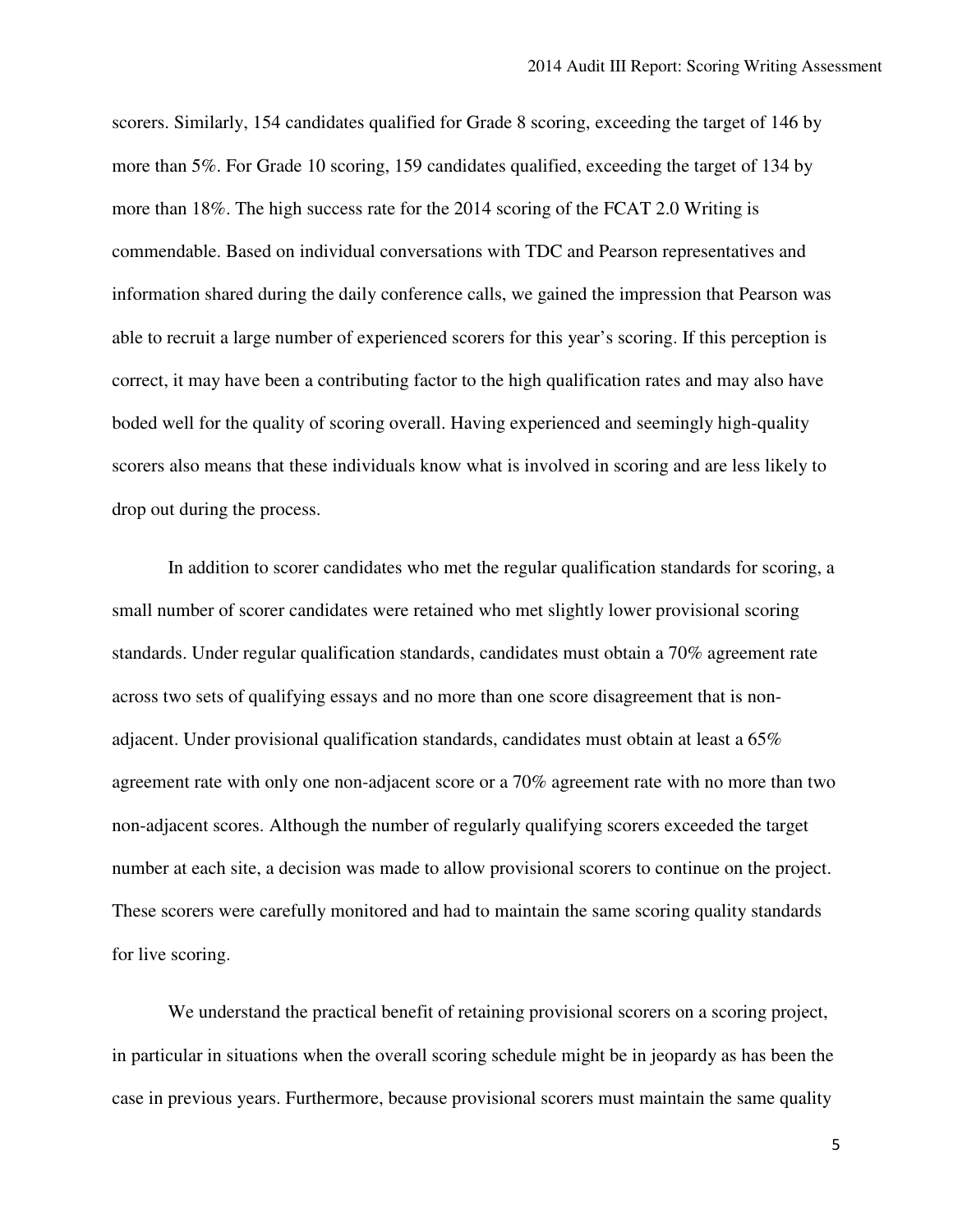scorers. Similarly, 154 candidates qualified for Grade 8 scoring, exceeding the target of 146 by more than 5%. For Grade 10 scoring, 159 candidates qualified, exceeding the target of 134 by more than 18%. The high success rate for the 2014 scoring of the FCAT 2.0 Writing is commendable. Based on individual conversations with TDC and Pearson representatives and information shared during the daily conference calls, we gained the impression that Pearson was able to recruit a large number of experienced scorers for this year's scoring. If this perception is correct, it may have been a contributing factor to the high qualification rates and may also have boded well for the quality of scoring overall. Having experienced and seemingly high-quality scorers also means that these individuals know what is involved in scoring and are less likely to drop out during the process.

In addition to scorer candidates who met the regular qualification standards for scoring, a small number of scorer candidates were retained who met slightly lower provisional scoring standards. Under regular qualification standards, candidates must obtain a 70% agreement rate across two sets of qualifying essays and no more than one score disagreement that is non-adjacent. Under provisional qualification standards, candidates must obtain at least a 65% agreement rate with only one non-adjacent score or a 70% agreement rate with no more than two non-adjacent scores. Although the number of regularly qualifying scorers exceeded the target number at each site, a decision was made to allow provisional scorers to continue on the project. These scorers were carefully monitored and had to maintain the same scoring quality standards for live scoring.

We understand the practical benefit of retaining provisional scorers on a scoring project, in particular in situations when the overall scoring schedule might be in jeopardy as has been the case in previous years. Furthermore, because provisional scorers must maintain the same quality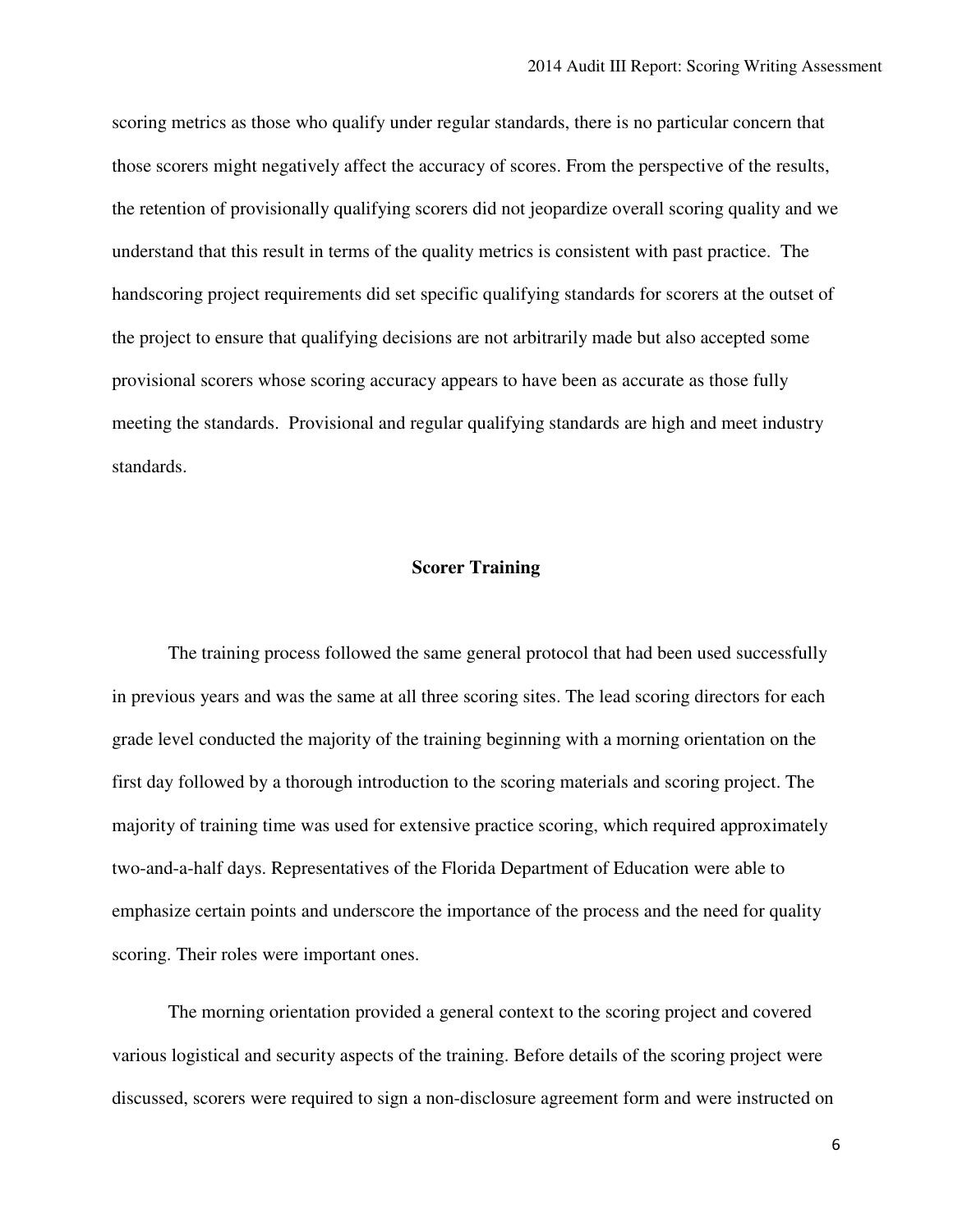scoring metrics as those who qualify under regular standards, there is no particular concern that those scorers might negatively affect the accuracy of scores. From the perspective of the results, the retention of provisionally qualifying scorers did not jeopardize overall scoring quality and we understand that this result in terms of the quality metrics is consistent with past practice. The handscoring project requirements did set specific qualifying standards for scorers at the outset of the project to ensure that qualifying decisions are not arbitrarily made but also accepted some provisional scorers whose scoring accuracy appears to have been as accurate as those fully meeting the standards. Provisional and regular qualifying standards are high and meet industry standards.

## Scorer Training

The training process followed the same general protocol that had been used successfully in previous years and was the same at all three scoring sites. The lead scoring directors for each grade level conducted the majority of the training beginning with a morning orientation on the first day followed by a thorough introduction to the scoring materials and scoring project. The majority of training time was used for extensive practice scoring, which required approximately two-and-a-half days. Representatives of the Florida Department of Education were able to emphasize certain points and underscore the importance of the process and the need for quality scoring. Their roles were important ones.

The morning orientation provided a general context to the scoring project and covered various logistical and security aspects of the training. Before details of the scoring project were discussed, scorers were required to sign a non-disclosure agreement form and were instructed on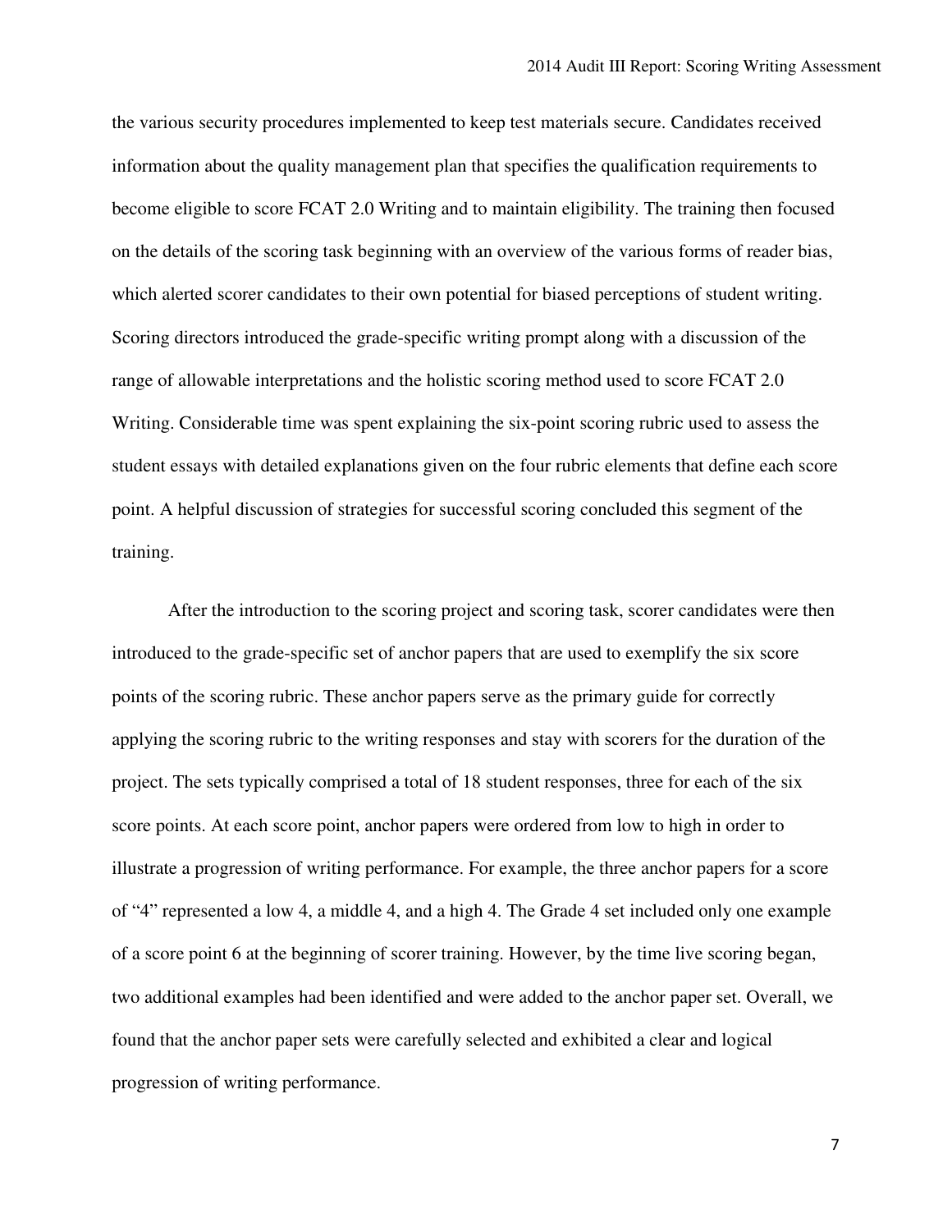the various security procedures implemented to keep test materials secure. Candidates received information about the quality management plan that specifies the qualification requirements to become eligible to score FCAT 2.0 Writing and to maintain eligibility. The training then focused on the details of the scoring task beginning with an overview of the various forms of reader bias, which alerted scorer candidates to their own potential for biased perceptions of student writing. Scoring directors introduced the grade-specific writing prompt along with a discussion of the range of allowable interpretations and the holistic scoring method used to score FCAT 2.0 Writing. Considerable time was spent explaining the six-point scoring rubric used to assess the student essays with detailed explanations given on the four rubric elements that define each score point. A helpful discussion of strategies for successful scoring concluded this segment of the training.

After the introduction to the scoring project and scoring task, scorer candidates were then introduced to the grade-specific set of anchor papers that are used to exemplify the six score points of the scoring rubric. These anchor papers serve as the primary guide for correctly applying the scoring rubric to the writing responses and stay with scorers for the duration of the project. The sets typically comprised a total of 18 student responses, three for each of the six score points. At each score point, anchor papers were ordered from low to high in order to illustrate a progression of writing performance. For example, the three anchor papers for a score of “4” represented a low 4, a middle 4, and a high 4. The Grade 4 set included only one example of a score point 6 at the beginning of scorer training. However, by the time live scoring began, two additional examples had been identified and were added to the anchor paper set. Overall, we found that the anchor paper sets were carefully selected and exhibited a clear and logical progression of writing performance.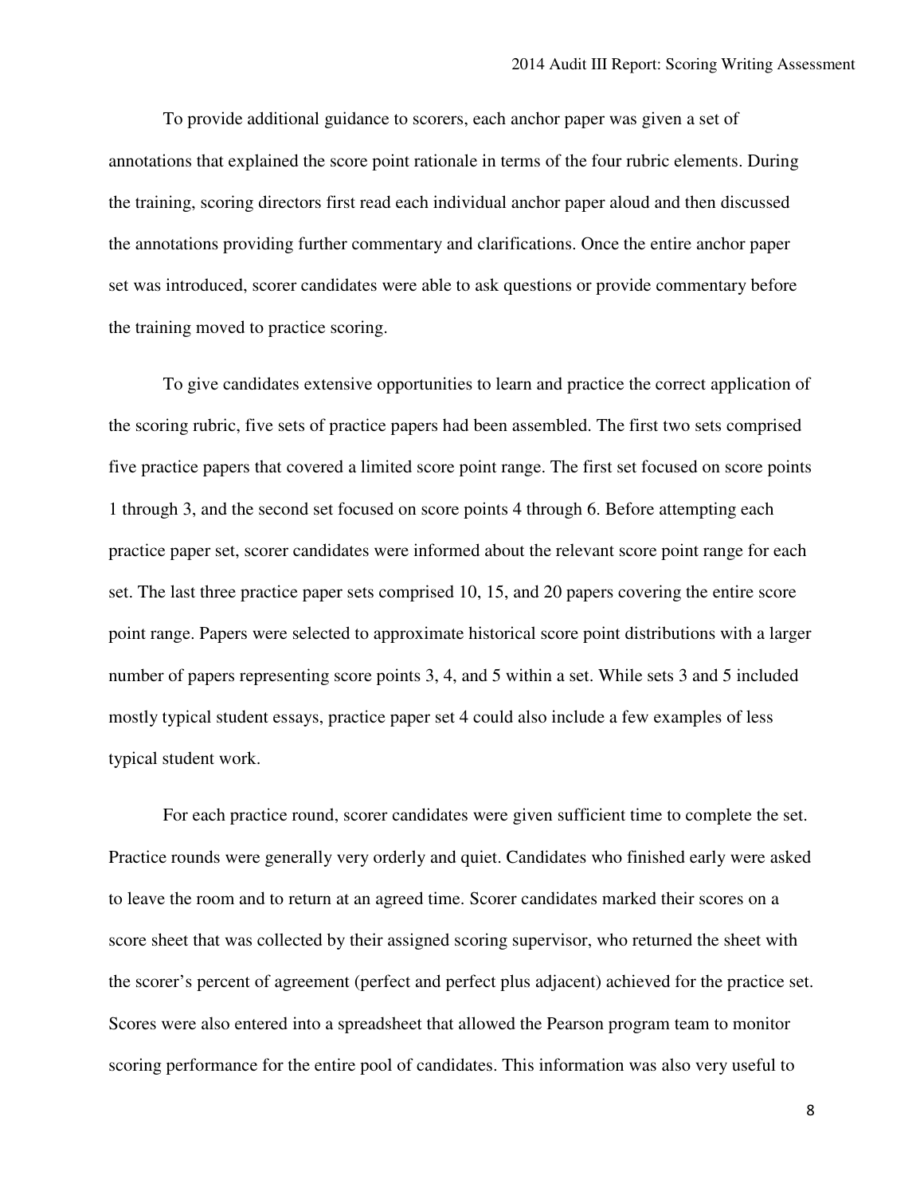To provide additional guidance to scorers, each anchor paper was given a set of annotations that explained the score point rationale in terms of the four rubric elements. During the training, scoring directors first read each individual anchor paper aloud and then discussed the annotations providing further commentary and clarifications. Once the entire anchor paper set was introduced, scorer candidates were able to ask questions or provide commentary before the training moved to practice scoring.

To give candidates extensive opportunities to learn and practice the correct application of the scoring rubric, five sets of practice papers had been assembled. The first two sets comprised five practice papers that covered a limited score point range. The first set focused on score points 1 through 3, and the second set focused on score points 4 through 6. Before attempting each practice paper set, scorer candidates were informed about the relevant score point range for each set. The last three practice paper sets comprised 10, 15, and 20 papers covering the entire score point range. Papers were selected to approximate historical score point distributions with a larger number of papers representing score points 3, 4, and 5 within a set. While sets 3 and 5 included mostly typical student essays, practice paper set 4 could also include a few examples of less typical student work.

For each practice round, scorer candidates were given sufficient time to complete the set. Practice rounds were generally very orderly and quiet. Candidates who finished early were asked to leave the room and to return at an agreed time. Scorer candidates marked their scores on a score sheet that was collected by their assigned scoring supervisor, who returned the sheet with the scorer's percent of agreement (perfect and perfect plus adjacent) achieved for the practice set. Scores were also entered into a spreadsheet that allowed the Pearson program team to monitor scoring performance for the entire pool of candidates. This information was also very useful to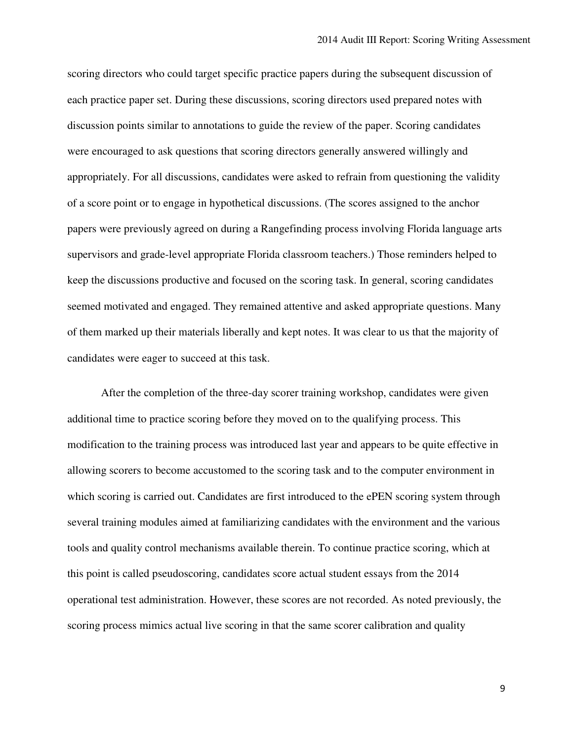scoring directors who could target specific practice papers during the subsequent discussion of each practice paper set. During these discussions, scoring directors used prepared notes with discussion points similar to annotations to guide the review of the paper. Scoring candidates were encouraged to ask questions that scoring directors generally answered willingly and appropriately. For all discussions, candidates were asked to refrain from questioning the validity of a score point or to engage in hypothetical discussions. (The scores assigned to the anchor papers were previously agreed on during a Rangefinding process involving Florida language arts supervisors and grade-level appropriate Florida classroom teachers.) Those reminders helped to keep the discussions productive and focused on the scoring task. In general, scoring candidates seemed motivated and engaged. They remained attentive and asked appropriate questions. Many of them marked up their materials liberally and kept notes. It was clear to us that the majority of candidates were eager to succeed at this task.

After the completion of the three-day scorer training workshop, candidates were given additional time to practice scoring before they moved on to the qualifying process. This modification to the training process was introduced last year and appears to be quite effective in allowing scorers to become accustomed to the scoring task and to the computer environment in which scoring is carried out. Candidates are first introduced to the ePEN scoring system through several training modules aimed at familiarizing candidates with the environment and the various tools and quality control mechanisms available therein. To continue practice scoring, which at this point is called pseudoscoring, candidates score actual student essays from the 2014 operational test administration. However, these scores are not recorded. As noted previously, the scoring process mimics actual live scoring in that the same scorer calibration and quality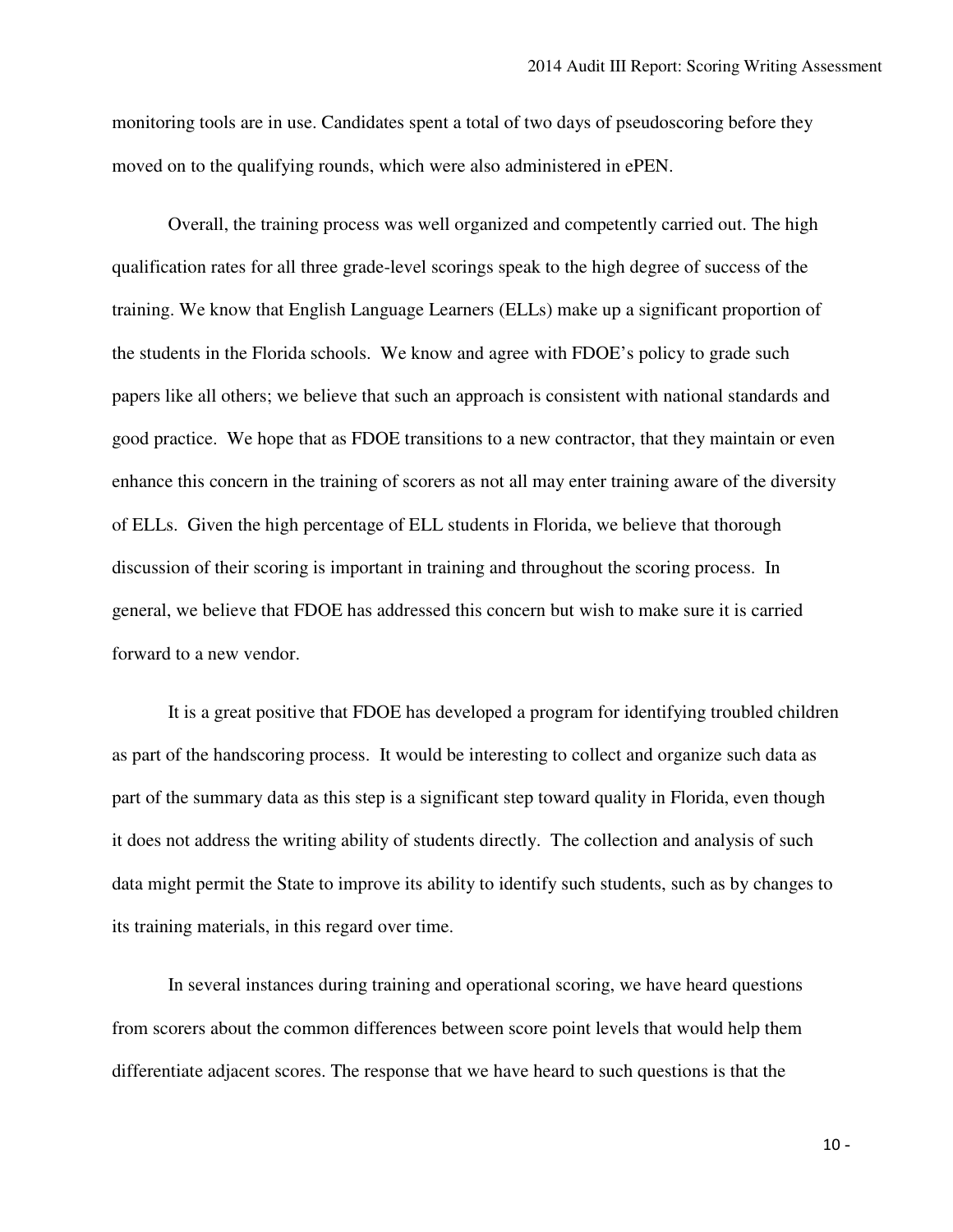monitoring tools are in use. Candidates spent a total of two days of pseudoscoring before they moved on to the qualifying rounds, which were also administered in ePEN.

Overall, the training process was well organized and competently carried out. The high qualification rates for all three grade-level scorings speak to the high degree of success of the training. We know that English Language Learners (ELLs) make up a significant proportion of the students in the Florida schools. We know and agree with FDOE's policy to grade such papers like all others; we believe that such an approach is consistent with national standards and good practice. We hope that as FDOE transitions to a new contractor, that they maintain or even enhance this concern in the training of scorers as not all may enter training aware of the diversity of ELLs. Given the high percentage of ELL students in Florida, we believe that thorough discussion of their scoring is important in training and throughout the scoring process. In general, we believe that FDOE has addressed this concern but wish to make sure it is carried forward to a new vendor.

It is a great positive that FDOE has developed a program for identifying troubled children as part of the handscoring process. It would be interesting to collect and organize such data as part of the summary data as this step is a significant step toward quality in Florida, even though it does not address the writing ability of students directly. The collection and analysis of such data might permit the State to improve its ability to identify such students, such as by changes to its training materials, in this regard over time.

In several instances during training and operational scoring, we have heard questions from scorers about the common differences between score point levels that would help them differentiate adjacent scores. The response that we have heard to such questions is that the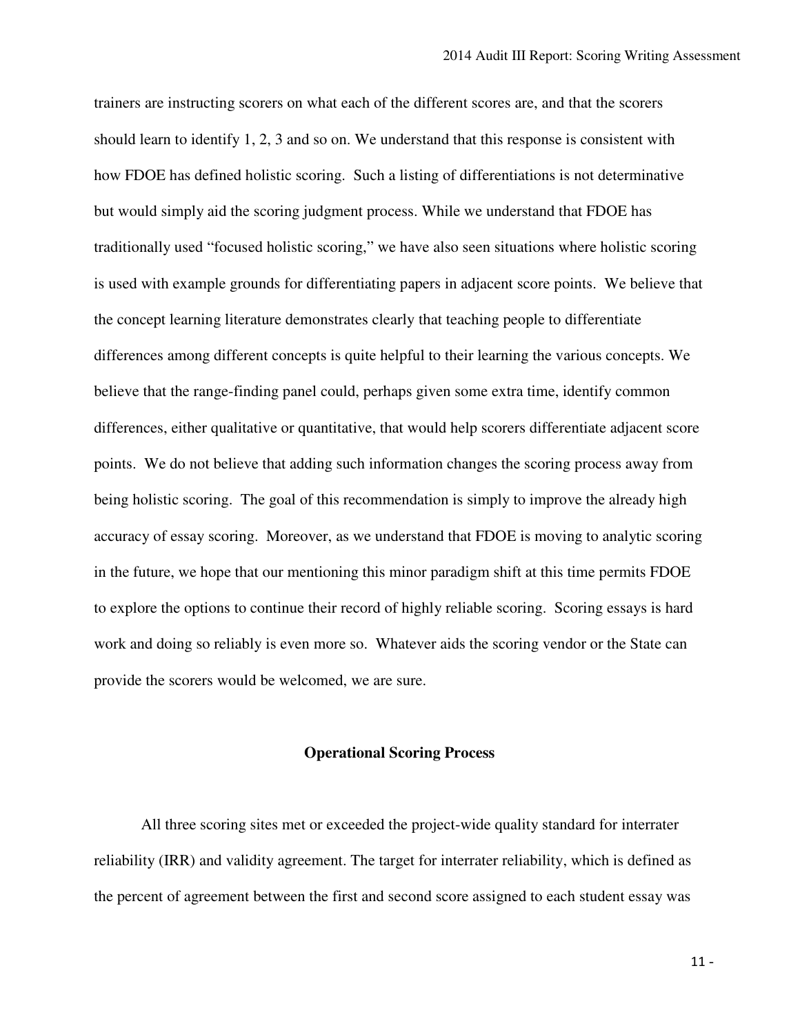trainers are instructing scorers on what each of the different scores are, and that the scorers should learn to identify 1, 2, 3 and so on. We understand that this response is consistent with how FDOE has defined holistic scoring. Such a listing of differentiations is not determinative but would simply aid the scoring judgment process. While we understand that FDOE has traditionally used "focused holistic scoring," we have also seen situations where holistic scoring is used with example grounds for differentiating papers in adjacent score points. We believe that the concept learning literature demonstrates clearly that teaching people to differentiate differences among different concepts is quite helpful to their learning the various concepts. We believe that the range-finding panel could, perhaps given some extra time, identify common differences, either qualitative or quantitative, that would help scorers differentiate adjacent score points. We do not believe that adding such information changes the scoring process away from being holistic scoring. The goal of this recommendation is simply to improve the already high accuracy of essay scoring. Moreover, as we understand that FDOE is moving to analytic scoring in the future, we hope that our mentioning this minor paradigm shift at this time permits FDOE to explore the options to continue their record of highly reliable scoring. Scoring essays is hard work and doing so reliably is even more so. Whatever aids the scoring vendor or the State can provide the scorers would be welcomed, we are sure.

## Operational Scoring Process

All three scoring sites met or exceeded the project-wide quality standard for interrater reliability (IRR) and validity agreement. The target for interrater reliability, which is defined as the percent of agreement between the first and second score assigned to each student essay was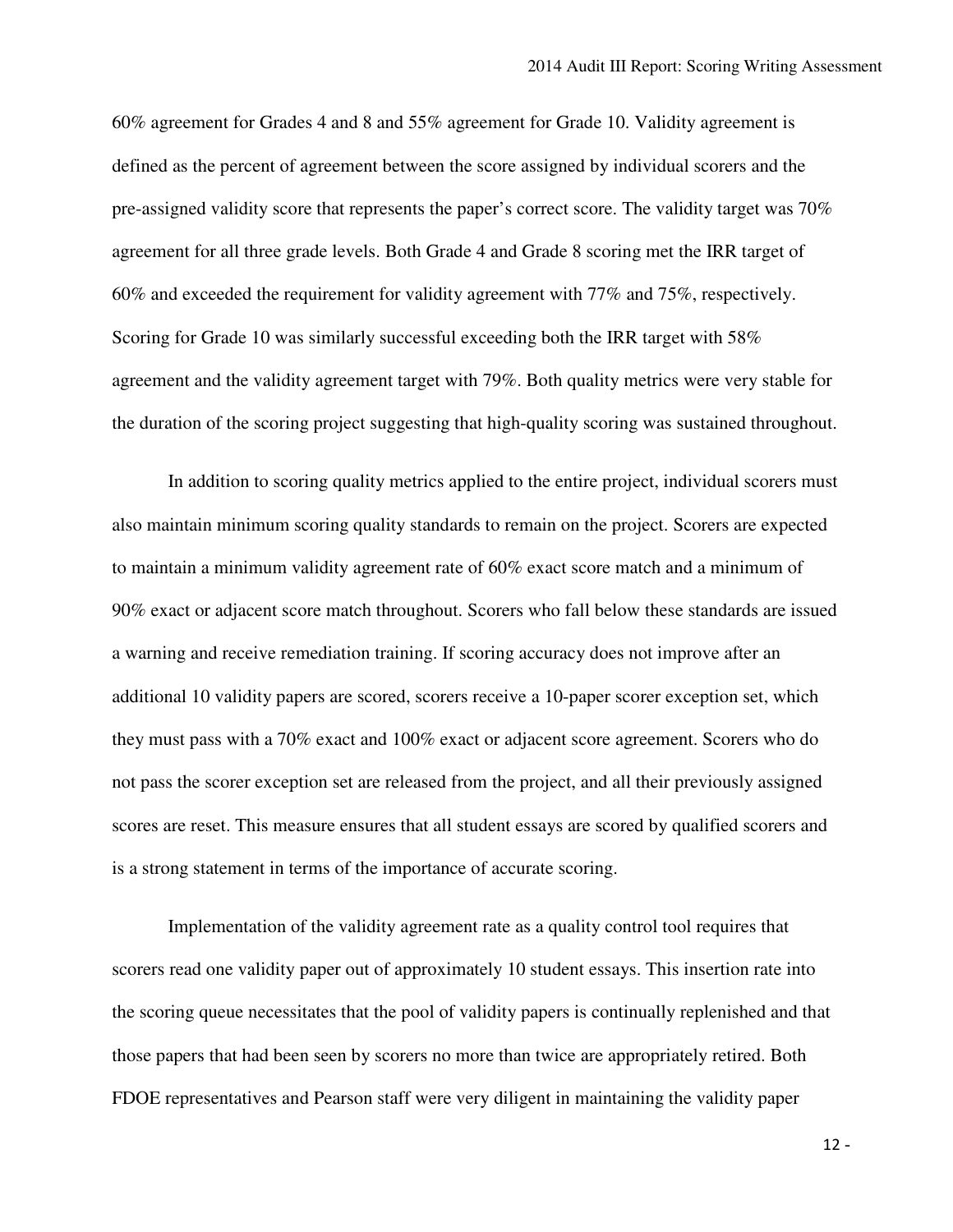60% agreement for Grades 4 and 8 and 55% agreement for Grade 10. Validity agreement is defined as the percent of agreement between the score assigned by individual scorers and the pre-assigned validity score that represents the paper's correct score. The validity target was 70% agreement for all three grade levels. Both Grade 4 and Grade 8 scoring met the IRR target of 60% and exceeded the requirement for validity agreement with 77% and 75%, respectively. Scoring for Grade 10 was similarly successful exceeding both the IRR target with 58% agreement and the validity agreement target with 79%. Both quality metrics were very stable for the duration of the scoring project suggesting that high-quality scoring was sustained throughout.

In addition to scoring quality metrics applied to the entire project, individual scorers must also maintain minimum scoring quality standards to remain on the project. Scorers are expected to maintain a minimum validity agreement rate of 60% exact score match and a minimum of 90% exact or adjacent score match throughout. Scorers who fall below these standards are issued a warning and receive remediation training. If scoring accuracy does not improve after an additional 10 validity papers are scored, scorers receive a 10-paper scorer exception set, which they must pass with a 70% exact and 100% exact or adjacent score agreement. Scorers who do not pass the scorer exception set are released from the project, and all their previously assigned scores are reset. This measure ensures that all student essays are scored by qualified scorers and is a strong statement in terms of the importance of accurate scoring.

Implementation of the validity agreement rate as a quality control tool requires that scorers read one validity paper out of approximately 10 student essays. This insertion rate into the scoring queue necessitates that the pool of validity papers is continually replenished and that those papers that had been seen by scorers no more than twice are appropriately retired. Both FDOE representatives and Pearson staff were very diligent in maintaining the validity paper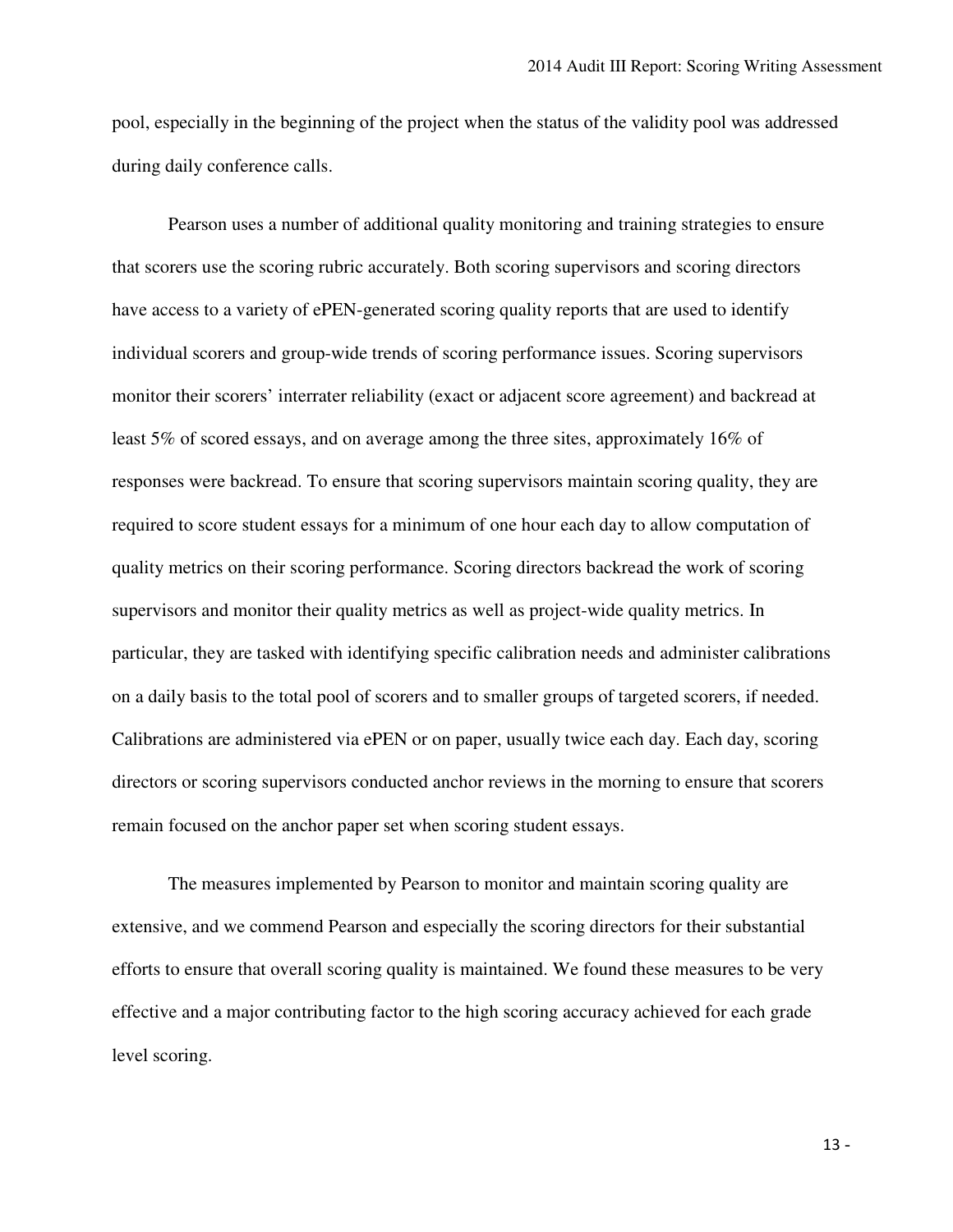pool, especially in the beginning of the project when the status of the validity pool was addressed during daily conference calls.

Pearson uses a number of additional quality monitoring and training strategies to ensure that scorers use the scoring rubric accurately. Both scoring supervisors and scoring directors have access to a variety of ePEN-generated scoring quality reports that are used to identify individual scorers and group-wide trends of scoring performance issues. Scoring supervisors monitor their scorers' interrater reliability (exact or adjacent score agreement) and backread at least 5% of scored essays, and on average among the three sites, approximately 16% of responses were backread. To ensure that scoring supervisors maintain scoring quality, they are required to score student essays for a minimum of one hour each day to allow computation of quality metrics on their scoring performance. Scoring directors backread the work of scoring supervisors and monitor their quality metrics as well as project-wide quality metrics. In particular, they are tasked with identifying specific calibration needs and administer calibrations on a daily basis to the total pool of scorers and to smaller groups of targeted scorers, if needed. Calibrations are administered via ePEN or on paper, usually twice each day. Each day, scoring directors or scoring supervisors conducted anchor reviews in the morning to ensure that scorers remain focused on the anchor paper set when scoring student essays.

The measures implemented by Pearson to monitor and maintain scoring quality are extensive, and we commend Pearson and especially the scoring directors for their substantial efforts to ensure that overall scoring quality is maintained. We found these measures to be very effective and a major contributing factor to the high scoring accuracy achieved for each grade level scoring.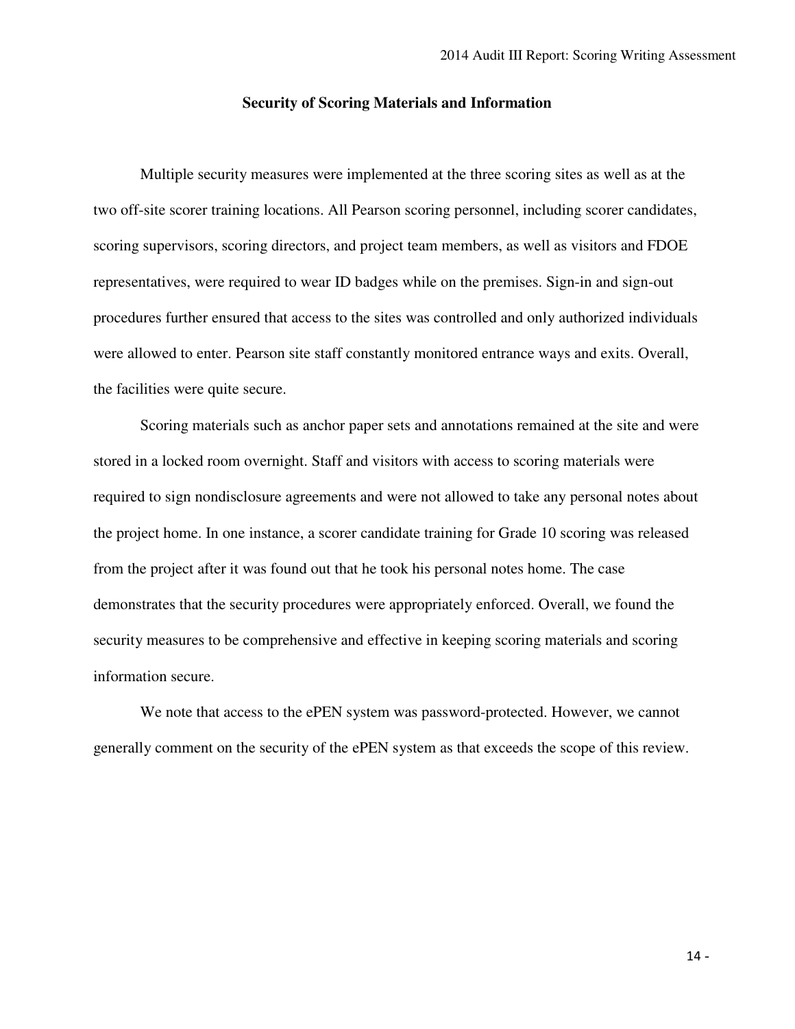## Security of Scoring Materials and Information

Multiple security measures were implemented at the three scoring sites as well as at the two off-site scorer training locations. All Pearson scoring personnel, including scorer candidates, scoring supervisors, scoring directors, and project team members, as well as visitors and FDOE representatives, were required to wear ID badges while on the premises. Sign-in and sign-out procedures further ensured that access to the sites was controlled and only authorized individuals were allowed to enter. Pearson site staff constantly monitored entrance ways and exits. Overall, the facilities were quite secure.

Scoring materials such as anchor paper sets and annotations remained at the site and were stored in a locked room overnight. Staff and visitors with access to scoring materials were required to sign nondisclosure agreements and were not allowed to take any personal notes about the project home. In one instance, a scorer candidate training for Grade 10 scoring was released from the project after it was found out that he took his personal notes home. The case demonstrates that the security procedures were appropriately enforced. Overall, we found the security measures to be comprehensive and effective in keeping scoring materials and scoring information secure.

We note that access to the ePEN system was password-protected. However, we cannot generally comment on the security of the ePEN system as that exceeds the scope of this review.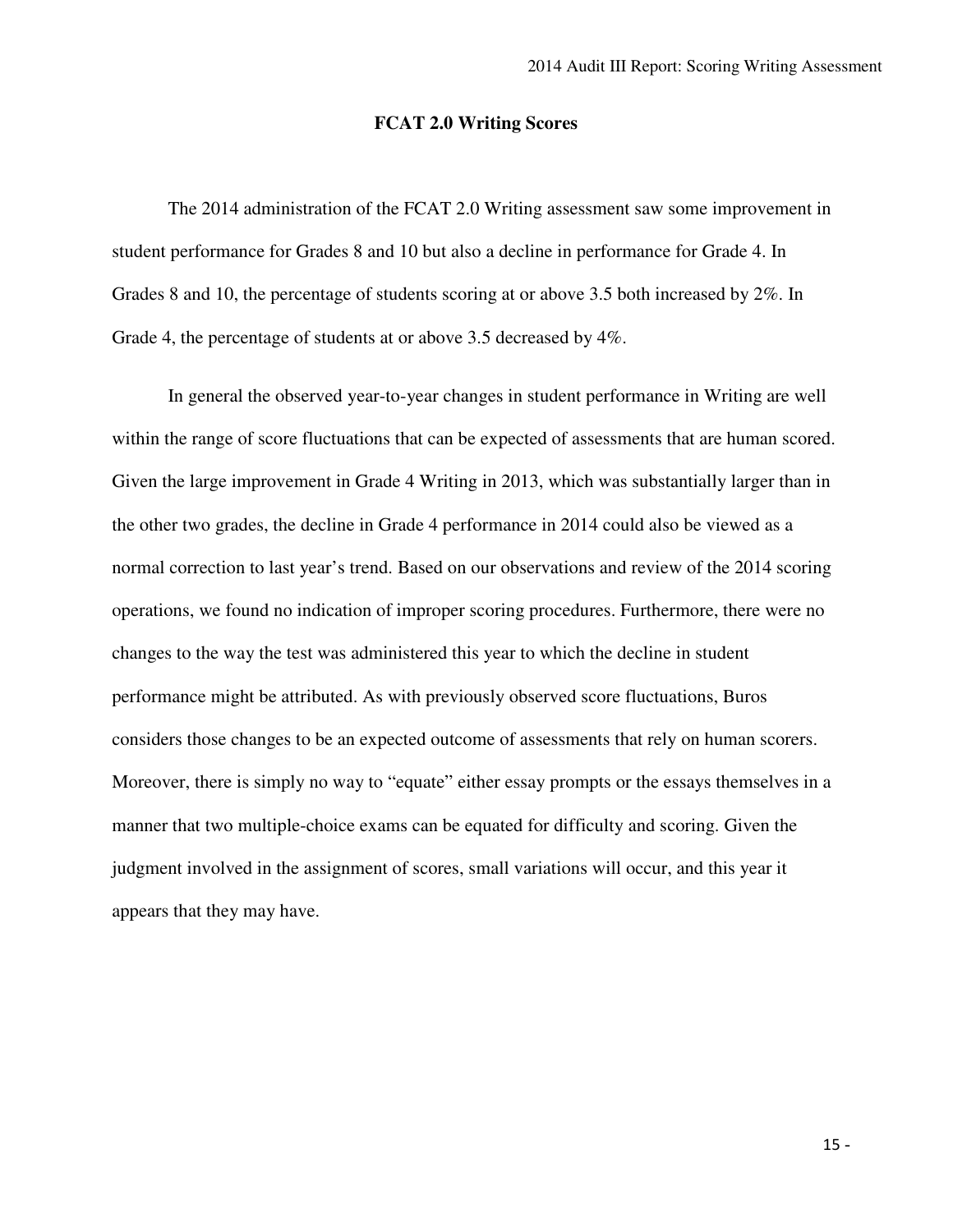## FCAT 2.0 Writing Scores

The 2014 administration of the FCAT 2.0 Writing assessment saw some improvement in student performance for Grades 8 and 10 but also a decline in performance for Grade 4. In Grades 8 and 10, the percentage of students scoring at or above 3.5 both increased by 2%. In Grade 4, the percentage of students at or above 3.5 decreased by 4%.

In general the observed year-to-year changes in student performance in Writing are well within the range of score fluctuations that can be expected of assessments that are human scored. Given the large improvement in Grade 4 Writing in 2013, which was substantially larger than in the other two grades, the decline in Grade 4 performance in 2014 could also be viewed as a normal correction to last year's trend. Based on our observations and review of the 2014 scoring operations, we found no indication of improper scoring procedures. Furthermore, there were no changes to the way the test was administered this year to which the decline in student performance might be attributed. As with previously observed score fluctuations, Buros considers those changes to be an expected outcome of assessments that rely on human scorers. Moreover, there is simply no way to "equate" either essay prompts or the essays themselves in a manner that two multiple-choice exams can be equated for difficulty and scoring. Given the judgment involved in the assignment of scores, small variations will occur, and this year it appears that they may have.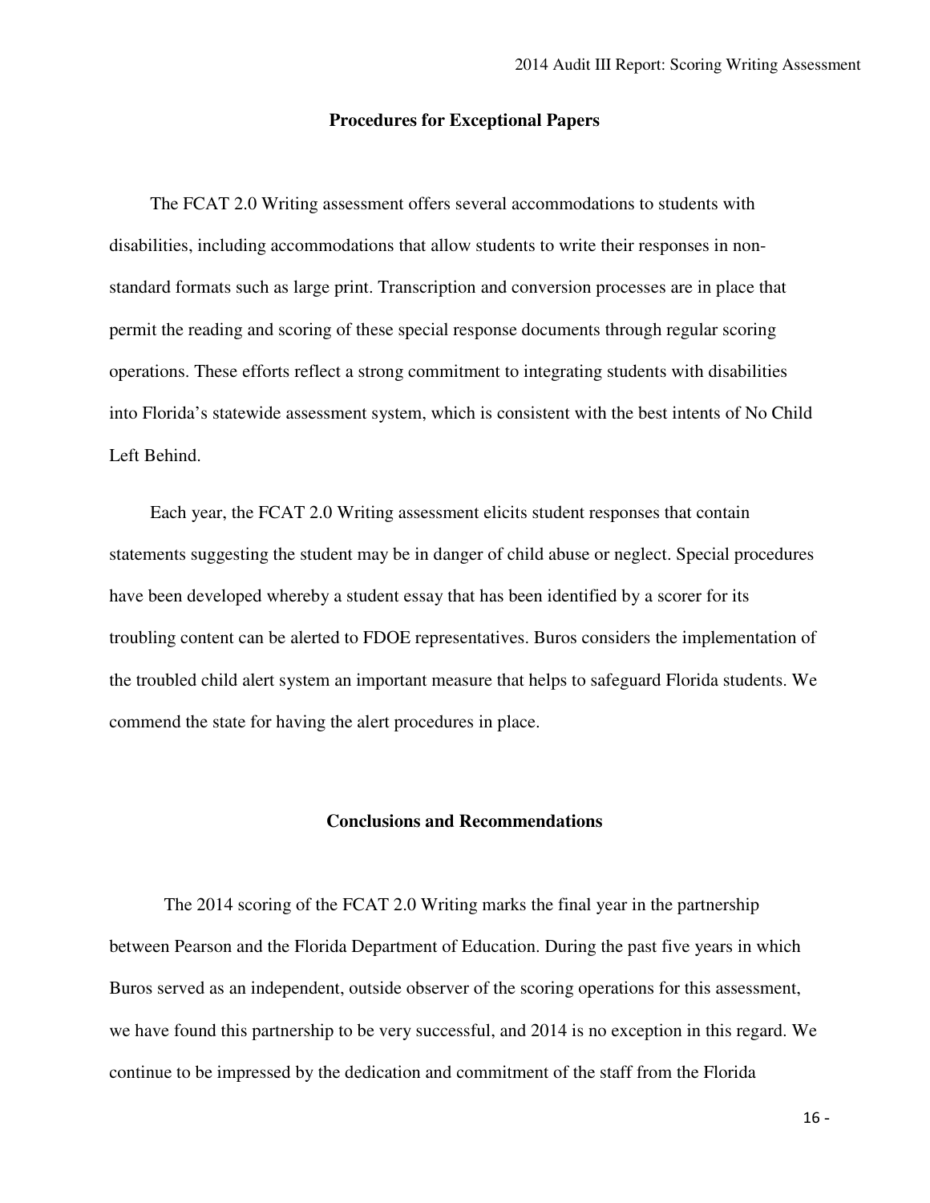## Procedures for Exceptional Papers

The FCAT 2.0 Writing assessment offers several accommodations to students with disabilities, including accommodations that allow students to write their responses in non-standard formats such as large print. Transcription and conversion processes are in place that permit the reading and scoring of these special response documents through regular scoring operations. These efforts reflect a strong commitment to integrating students with disabilities into Florida's statewide assessment system, which is consistent with the best intents of No Child Left Behind.

Each year, the FCAT 2.0 Writing assessment elicits student responses that contain statements suggesting the student may be in danger of child abuse or neglect. Special procedures have been developed whereby a student essay that has been identified by a scorer for its troubling content can be alerted to FDOE representatives. Buros considers the implementation of the troubled child alert system an important measure that helps to safeguard Florida students. We commend the state for having the alert procedures in place.

## Conclusions and Recommendations

The 2014 scoring of the FCAT 2.0 Writing marks the final year in the partnership between Pearson and the Florida Department of Education. During the past five years in which Buros served as an independent, outside observer of the scoring operations for this assessment, we have found this partnership to be very successful, and 2014 is no exception in this regard. We continue to be impressed by the dedication and commitment of the staff from the Florida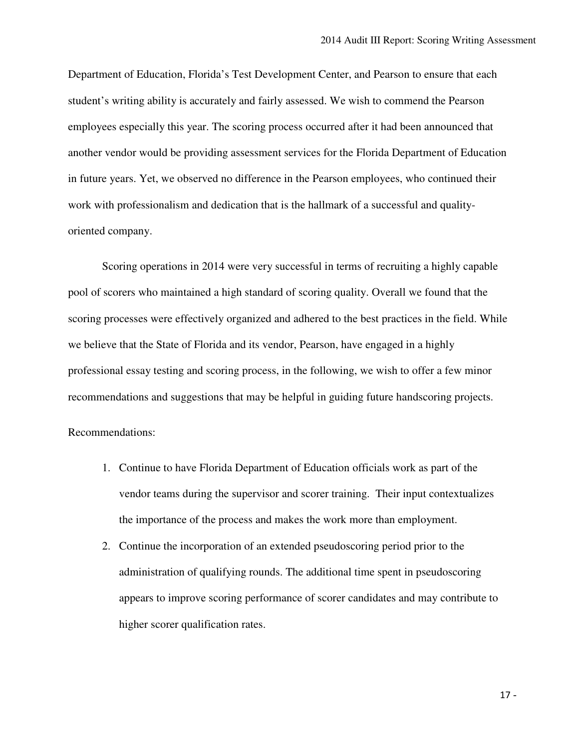Department of Education, Florida's Test Development Center, and Pearson to ensure that each student's writing ability is accurately and fairly assessed. We wish to commend the Pearson employees especially this year. The scoring process occurred after it had been announced that another vendor would be providing assessment services for the Florida Department of Education in future years. Yet, we observed no difference in the Pearson employees, who continued their work with professionalism and dedication that is the hallmark of a successful and quality-oriented company.

Scoring operations in 2014 were very successful in terms of recruiting a highly capable pool of scorers who maintained a high standard of scoring quality. Overall we found that the scoring processes were effectively organized and adhered to the best practices in the field. While we believe that the State of Florida and its vendor, Pearson, have engaged in a highly professional essay testing and scoring process, in the following, we wish to offer a few minor recommendations and suggestions that may be helpful in guiding future handscoring projects.

Recommendations:

1. Continue to have Florida Department of Education officials work as part of the vendor teams during the supervisor and scorer training. Their input contextualizes the importance of the process and makes the work more than employment.
2. Continue the incorporation of an extended pseudoscoring period prior to the administration of qualifying rounds. The additional time spent in pseudoscoring appears to improve scoring performance of scorer candidates and may contribute to higher scorer qualification rates.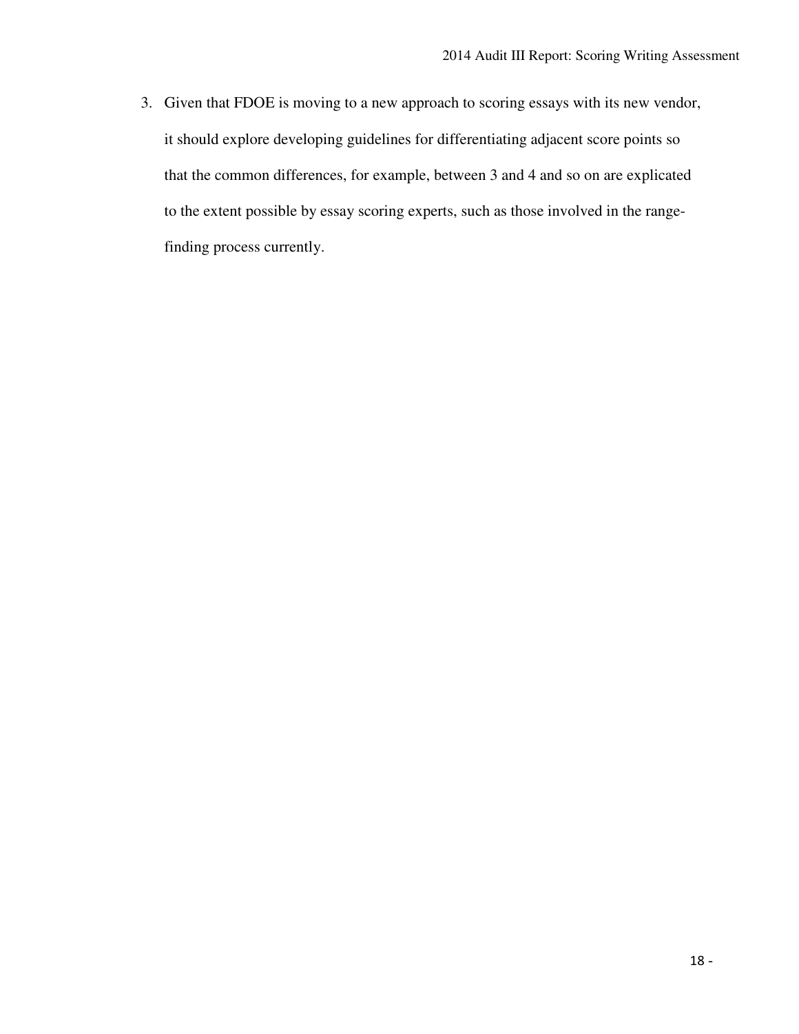3. Given that FDOE is moving to a new approach to scoring essays with its new vendor, it should explore developing guidelines for differentiating adjacent score points so that the common differences, for example, between 3 and 4 and so on are explicated to the extent possible by essay scoring experts, such as those involved in the range-finding process currently.